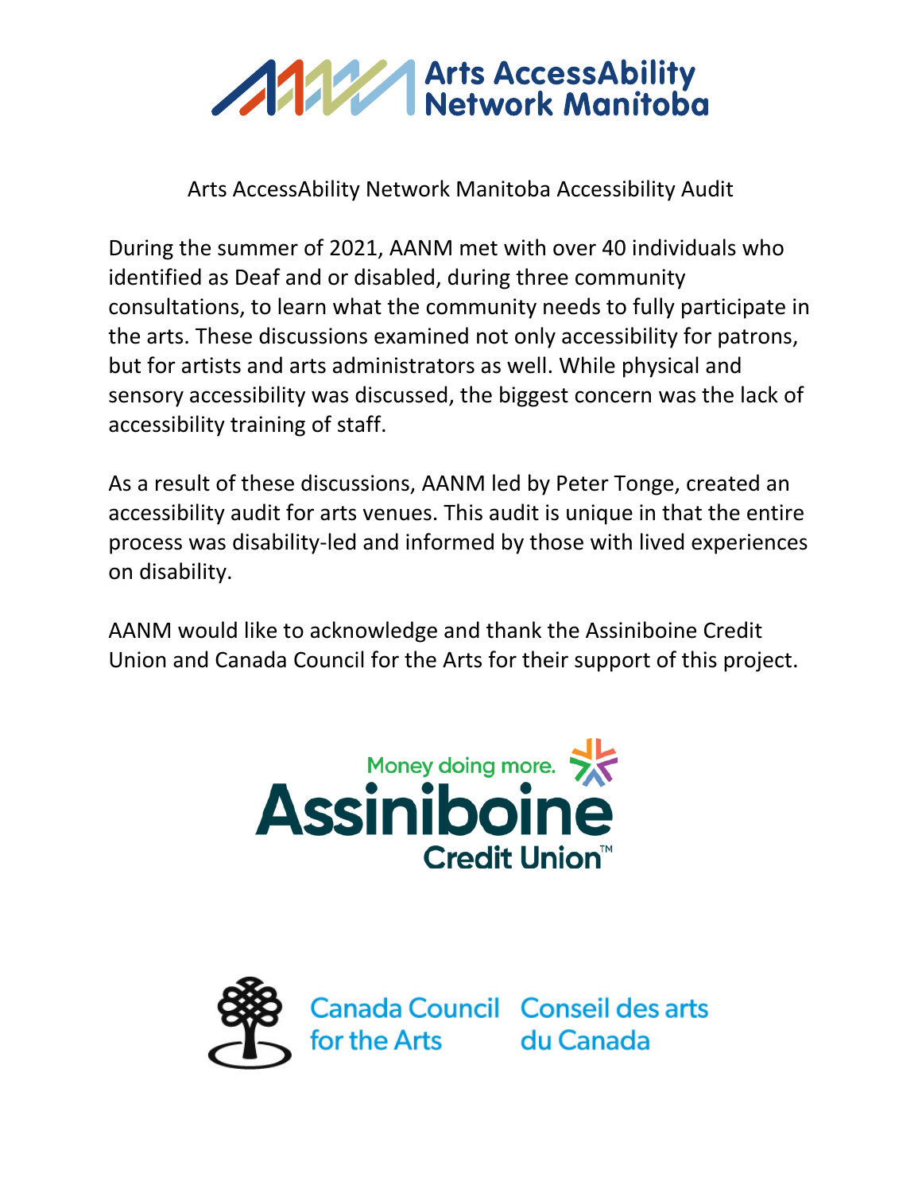# Arts AccessAbility Network Manitoba

Arts AccessAbility Network Manitoba Accessibility Audit

During the summer of 2021, AANM met with over 40 individuals who identified as Deaf and or disabled, during three community consultations, to learn what the community needs to fully participate in the arts. These discussions examined not only accessibility for patrons, but for artists and arts administrators as well. While physical and sensory accessibility was discussed, the biggest concern was the lack of accessibility training of staff.

As a result of these discussions, AANM led by Peter Tonge, created an accessibility audit for arts venues. This audit is unique in that the entire process was disability-led and informed by those with lived experiences on disability.

AANM would like to acknowledge and thank the Assiniboine Credit Union and Canada Council for the Arts for their support of this project.

Money doing more.
Assiniboine
Credit Union™

Canada Council for the Arts | Conseil des arts du Canada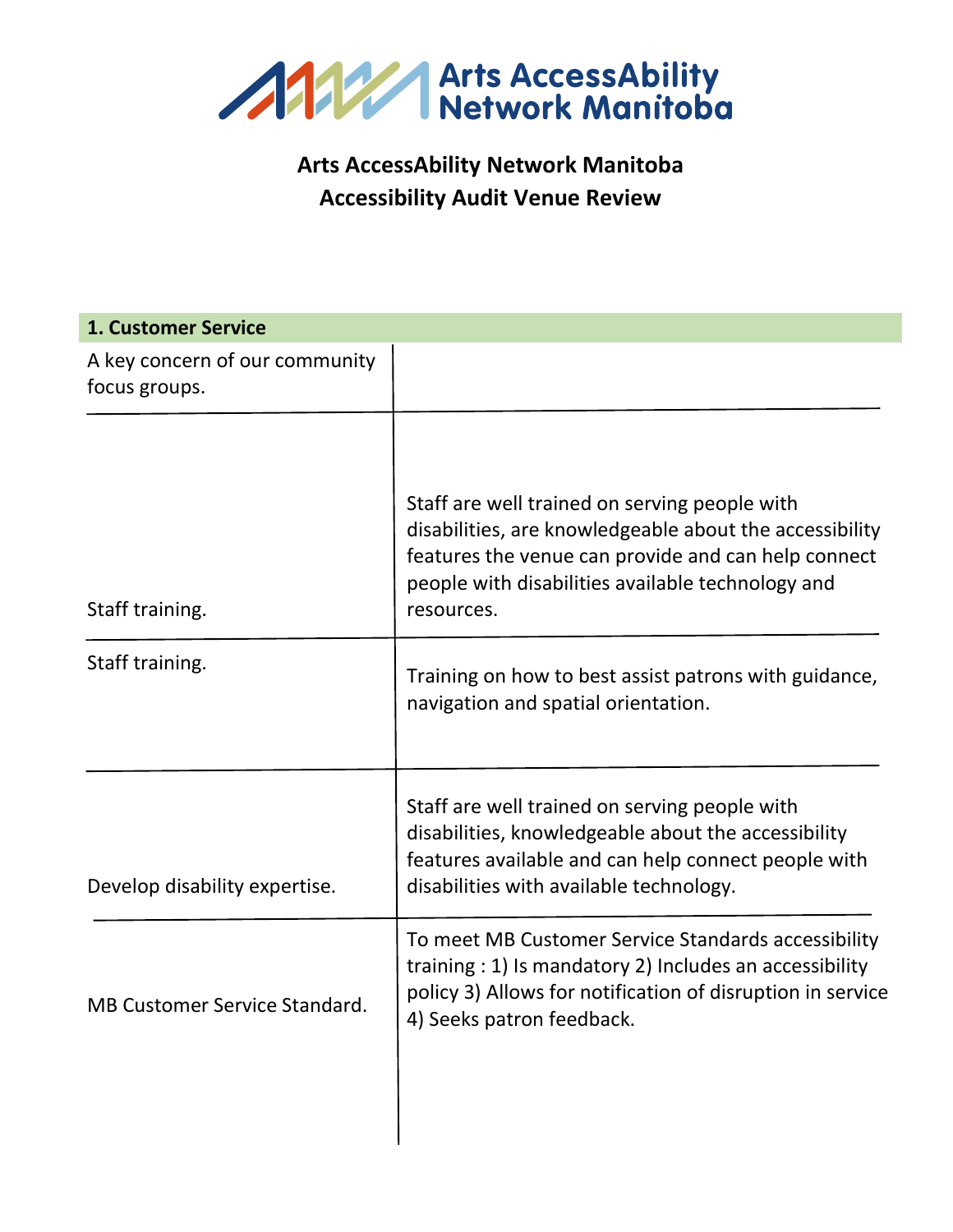# Arts AccessAbility Network Manitoba

**Arts AccessAbility Network Manitoba**
**Accessibility Audit Venue Review**

| 1. Customer Service | |
|---|---|
| A key concern of our community focus groups. | |
| Staff training. | Staff are well trained on serving people with disabilities, are knowledgeable about the accessibility features the venue can provide and can help connect people with disabilities available technology and resources. |
| Staff training. | Training on how to best assist patrons with guidance, navigation and spatial orientation. |
| Develop disability expertise. | Staff are well trained on serving people with disabilities, knowledgeable about the accessibility features available and can help connect people with disabilities with available technology. |
| MB Customer Service Standard. | To meet MB Customer Service Standards accessibility training : 1) Is mandatory 2) Includes an accessibility policy 3) Allows for notification of disruption in service 4) Seeks patron feedback. |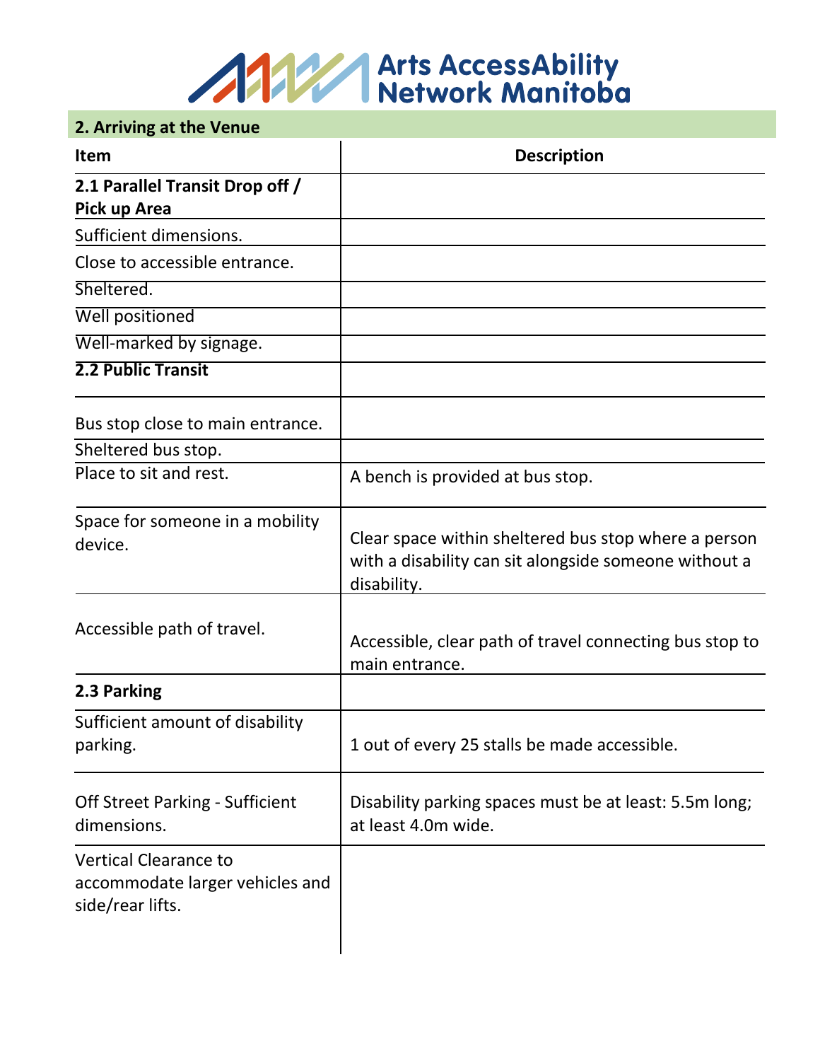## 2. Arriving at the Venue

| Item | Description |
|---|---|
| **2.1 Parallel Transit Drop off / Pick up Area** | |
| Sufficient dimensions. | |
| Close to accessible entrance. | |
| Sheltered. | |
| Well positioned | |
| Well-marked by signage. | |
| **2.2 Public Transit** | |
| Bus stop close to main entrance. | |
| Sheltered bus stop. | |
| Place to sit and rest. | A bench is provided at bus stop. |
| Space for someone in a mobility device. | Clear space within sheltered bus stop where a person with a disability can sit alongside someone without a disability. |
| Accessible path of travel. | Accessible, clear path of travel connecting bus stop to main entrance. |
| **2.3 Parking** | |
| Sufficient amount of disability parking. | 1 out of every 25 stalls be made accessible. |
| Off Street Parking - Sufficient dimensions. | Disability parking spaces must be at least: 5.5m long; at least 4.0m wide. |
| Vertical Clearance to accommodate larger vehicles and side/rear lifts. | |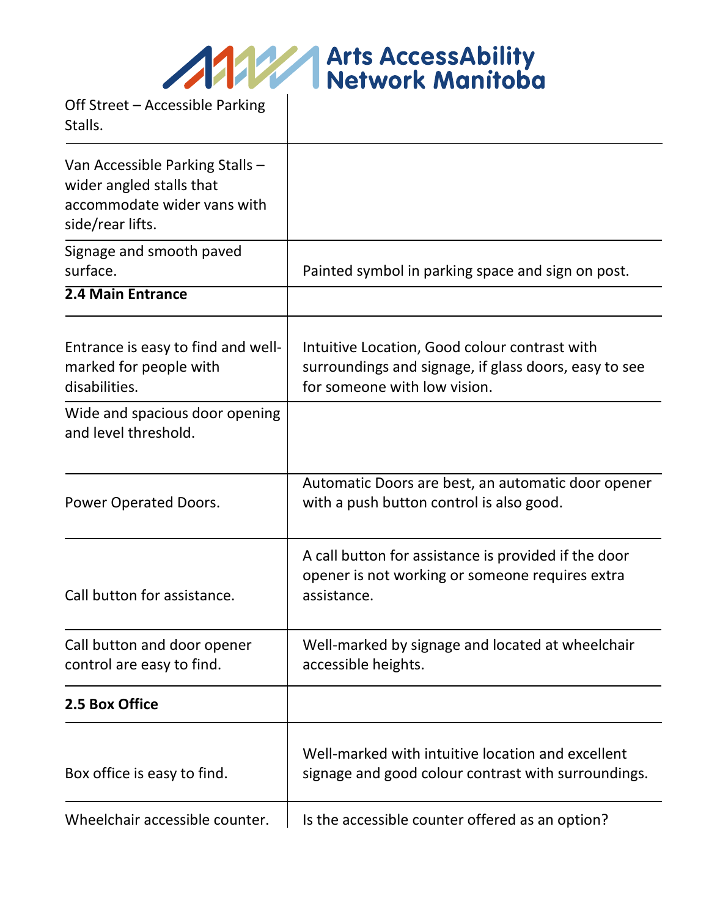| | |
|---|---|
| Off Street – Accessible Parking Stalls. | |
| Van Accessible Parking Stalls – wider angled stalls that accommodate wider vans with side/rear lifts. | |
| Signage and smooth paved surface. | Painted symbol in parking space and sign on post. |
| **2.4 Main Entrance** | |
| Entrance is easy to find and well-marked for people with disabilities. | Intuitive Location, Good colour contrast with surroundings and signage, if glass doors, easy to see for someone with low vision. |
| Wide and spacious door opening and level threshold. | |
| Power Operated Doors. | Automatic Doors are best, an automatic door opener with a push button control is also good. |
| Call button for assistance. | A call button for assistance is provided if the door opener is not working or someone requires extra assistance. |
| Call button and door opener control are easy to find. | Well-marked by signage and located at wheelchair accessible heights. |
| **2.5 Box Office** | |
| Box office is easy to find. | Well-marked with intuitive location and excellent signage and good colour contrast with surroundings. |
| Wheelchair accessible counter. | Is the accessible counter offered as an option? |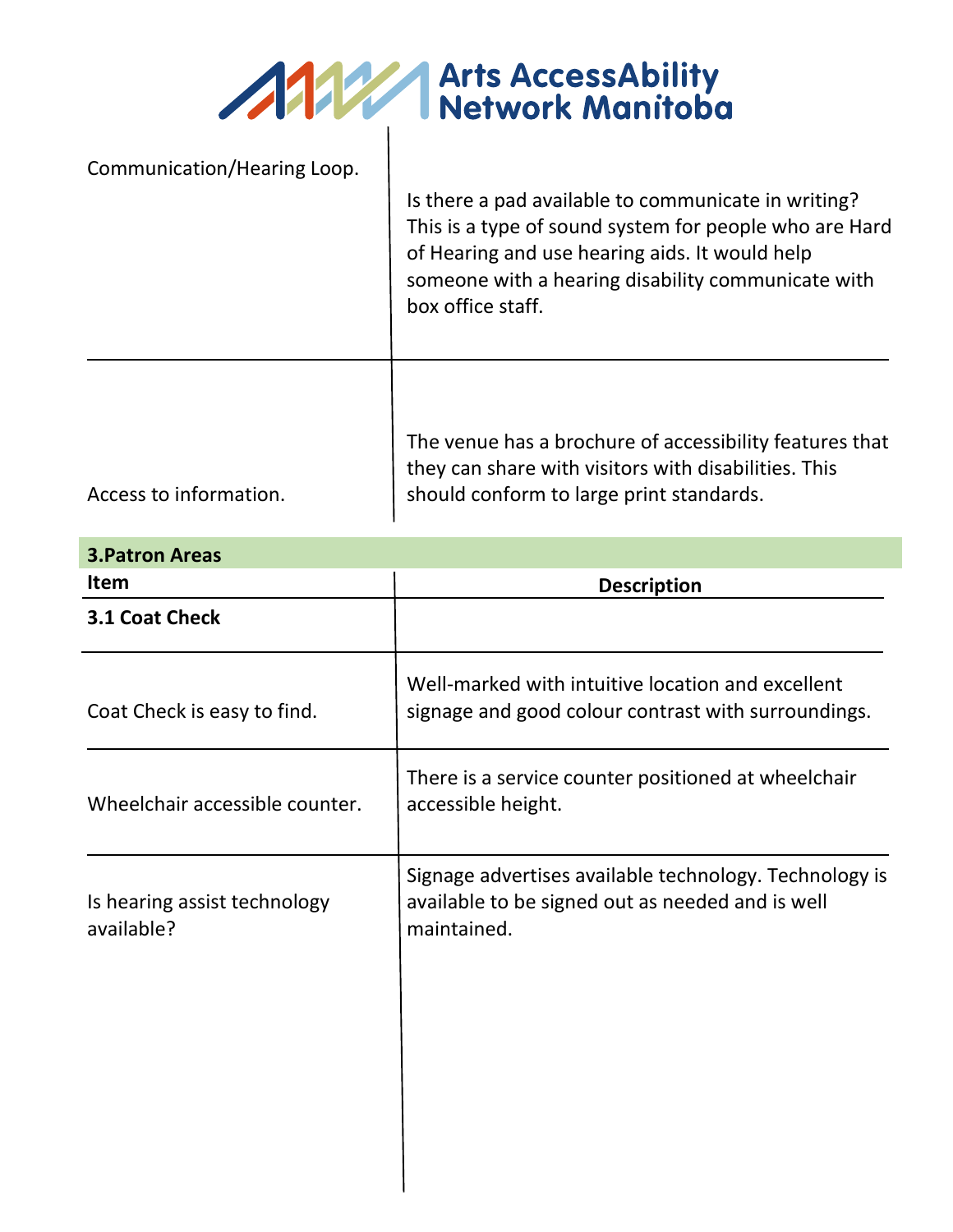| | |
|---|---|
| Communication/Hearing Loop. | Is there a pad available to communicate in writing? This is a type of sound system for people who are Hard of Hearing and use hearing aids. It would help someone with a hearing disability communicate with box office staff. |
| Access to information. | The venue has a brochure of accessibility features that they can share with visitors with disabilities. This should conform to large print standards. |

**3.Patron Areas**

| Item | Description |
|---|---|
| **3.1 Coat Check** | |
| Coat Check is easy to find. | Well-marked with intuitive location and excellent signage and good colour contrast with surroundings. |
| Wheelchair accessible counter. | There is a service counter positioned at wheelchair accessible height. |
| Is hearing assist technology available? | Signage advertises available technology. Technology is available to be signed out as needed and is well maintained. |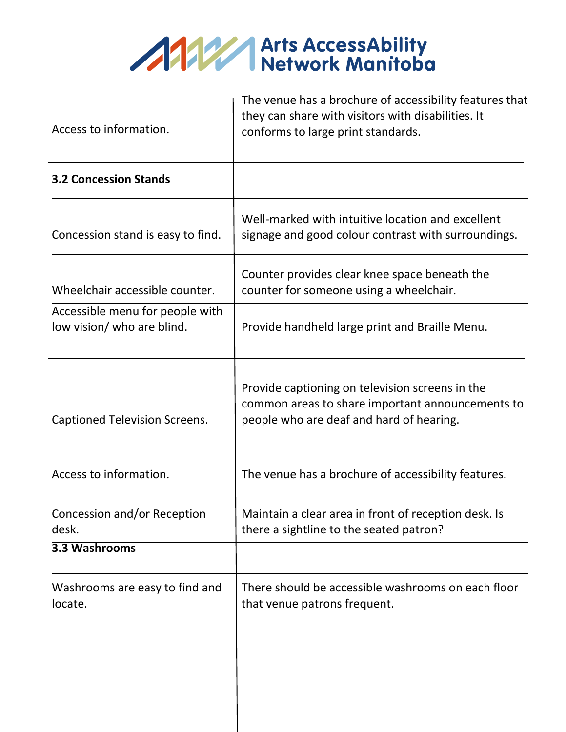| | |
|---|---|
| Access to information. | The venue has a brochure of accessibility features that they can share with visitors with disabilities. It conforms to large print standards. |
| **3.2 Concession Stands** | |
| Concession stand is easy to find. | Well-marked with intuitive location and excellent signage and good colour contrast with surroundings. |
| Wheelchair accessible counter. | Counter provides clear knee space beneath the counter for someone using a wheelchair. |
| Accessible menu for people with low vision/ who are blind. | Provide handheld large print and Braille Menu. |
| Captioned Television Screens. | Provide captioning on television screens in the common areas to share important announcements to people who are deaf and hard of hearing. |
| Access to information. | The venue has a brochure of accessibility features. |
| Concession and/or Reception desk. | Maintain a clear area in front of reception desk. Is there a sightline to the seated patron? |
| **3.3 Washrooms** | |
| Washrooms are easy to find and locate. | There should be accessible washrooms on each floor that venue patrons frequent. |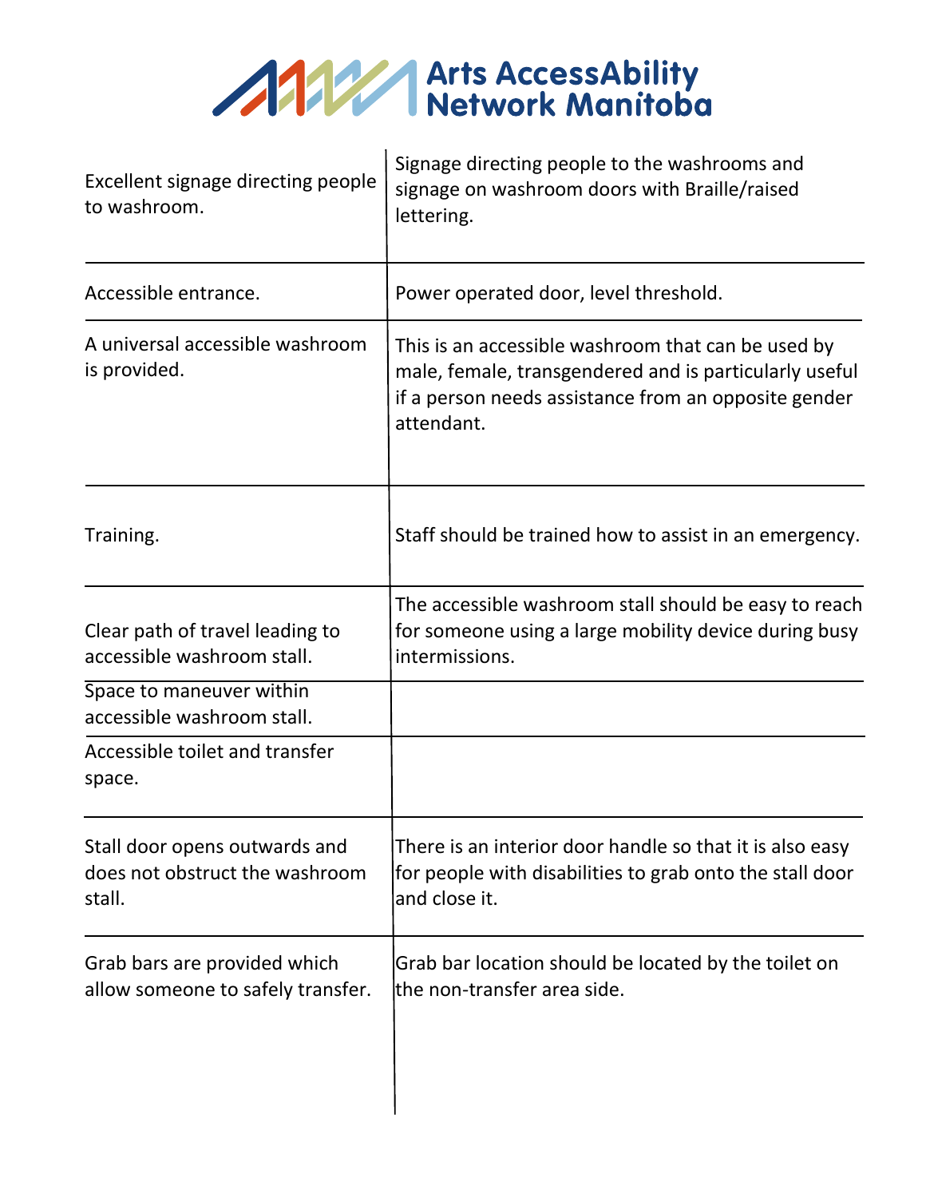| Arts AccessAbility Network Manitoba | |
|---|---|
| Excellent signage directing people to washroom. | Signage directing people to the washrooms and signage on washroom doors with Braille/raised lettering. |
| Accessible entrance. | Power operated door, level threshold. |
| A universal accessible washroom is provided. | This is an accessible washroom that can be used by male, female, transgendered and is particularly useful if a person needs assistance from an opposite gender attendant. |
| Training. | Staff should be trained how to assist in an emergency. |
| Clear path of travel leading to accessible washroom stall. | The accessible washroom stall should be easy to reach for someone using a large mobility device during busy intermissions. |
| Space to maneuver within accessible washroom stall. | |
| Accessible toilet and transfer space. | |
| Stall door opens outwards and does not obstruct the washroom stall. | There is an interior door handle so that it is also easy for people with disabilities to grab onto the stall door and close it. |
| Grab bars are provided which allow someone to safely transfer. | Grab bar location should be located by the toilet on the non-transfer area side. |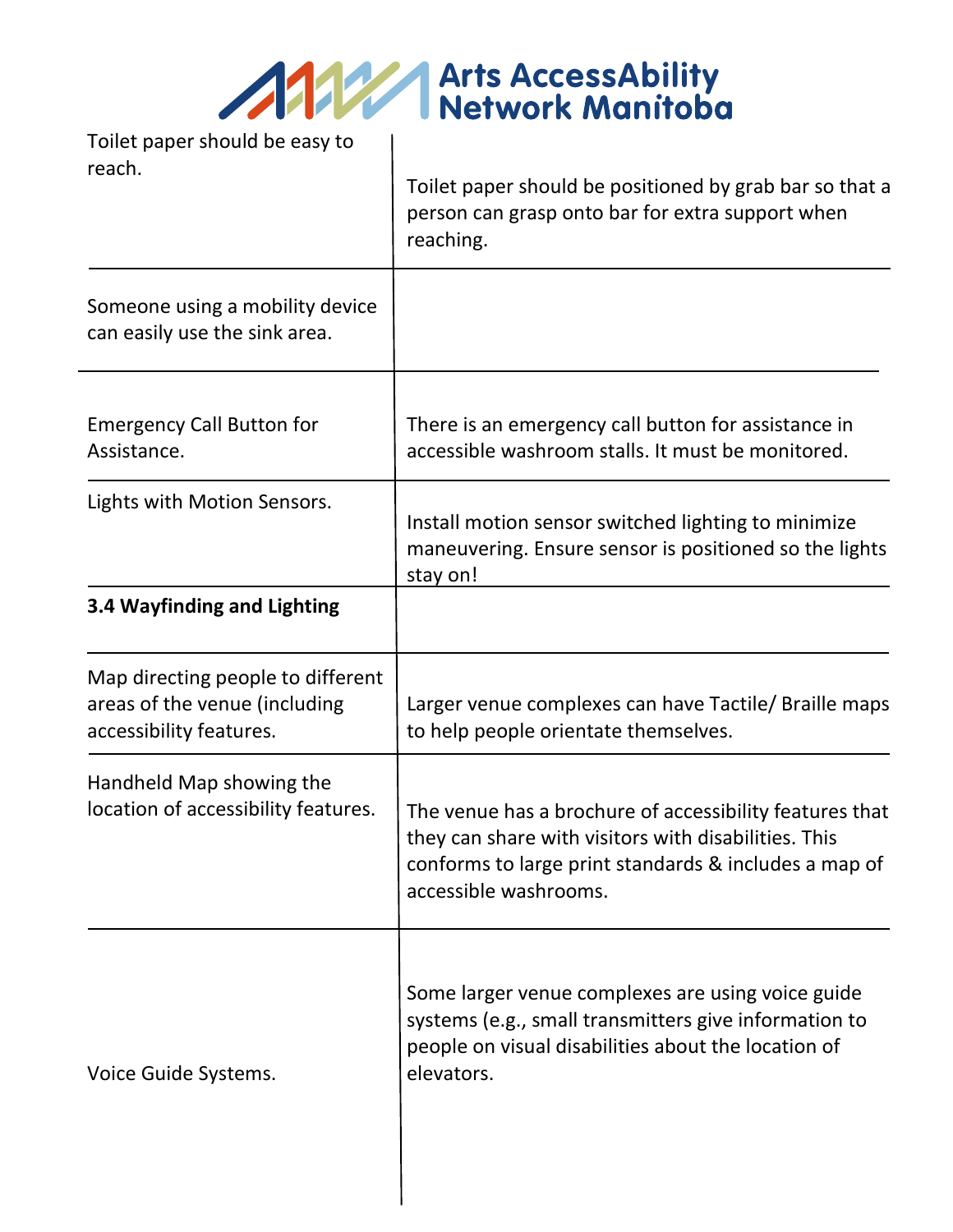| | |
|---|---|
| Toilet paper should be easy to reach. | Toilet paper should be positioned by grab bar so that a person can grasp onto bar for extra support when reaching. |
| Someone using a mobility device can easily use the sink area. | |
| Emergency Call Button for Assistance. | There is an emergency call button for assistance in accessible washroom stalls. It must be monitored. |
| Lights with Motion Sensors. | Install motion sensor switched lighting to minimize maneuvering. Ensure sensor is positioned so the lights stay on! |
| **3.4 Wayfinding and Lighting** | |
| Map directing people to different areas of the venue (including accessibility features. | Larger venue complexes can have Tactile/ Braille maps to help people orientate themselves. |
| Handheld Map showing the location of accessibility features. | The venue has a brochure of accessibility features that they can share with visitors with disabilities. This conforms to large print standards & includes a map of accessible washrooms. |
| Voice Guide Systems. | Some larger venue complexes are using voice guide systems (e.g., small transmitters give information to people on visual disabilities about the location of elevators. |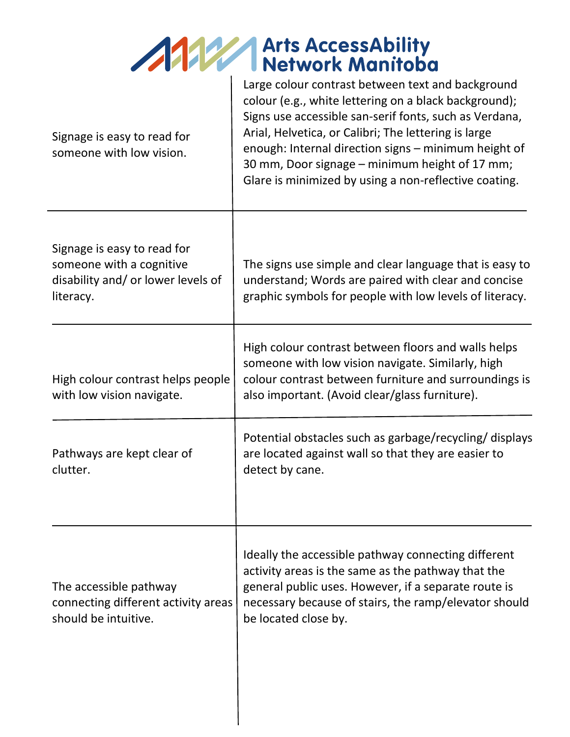| | |
|---|---|
| Signage is easy to read for someone with low vision. | Large colour contrast between text and background colour (e.g., white lettering on a black background); Signs use accessible san-serif fonts, such as Verdana, Arial, Helvetica, or Calibri; The lettering is large enough: Internal direction signs – minimum height of 30 mm, Door signage – minimum height of 17 mm; Glare is minimized by using a non-reflective coating. |
| Signage is easy to read for someone with a cognitive disability and/ or lower levels of literacy. | The signs use simple and clear language that is easy to understand; Words are paired with clear and concise graphic symbols for people with low levels of literacy. |
| High colour contrast helps people with low vision navigate. | High colour contrast between floors and walls helps someone with low vision navigate. Similarly, high colour contrast between furniture and surroundings is also important. (Avoid clear/glass furniture). |
| Pathways are kept clear of clutter. | Potential obstacles such as garbage/recycling/ displays are located against wall so that they are easier to detect by cane. |
| The accessible pathway connecting different activity areas should be intuitive. | Ideally the accessible pathway connecting different activity areas is the same as the pathway that the general public uses. However, if a separate route is necessary because of stairs, the ramp/elevator should be located close by. |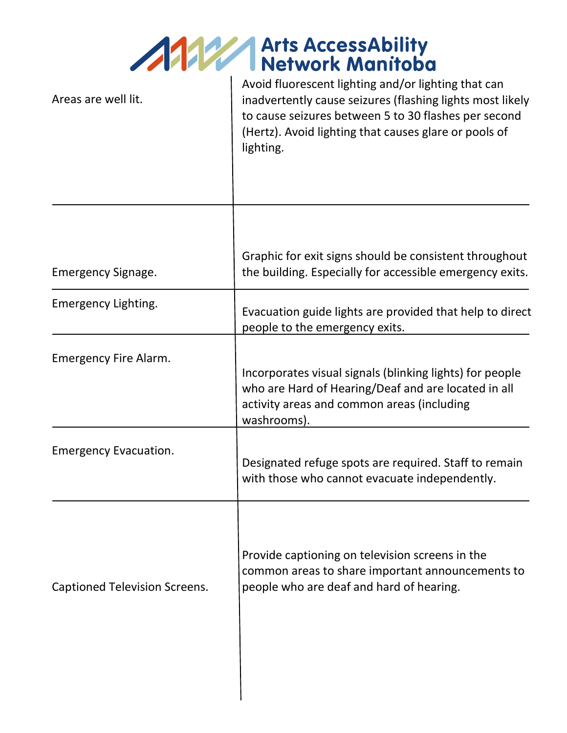| | |
|---|---|
| Areas are well lit. | Avoid fluorescent lighting and/or lighting that can inadvertently cause seizures (flashing lights most likely to cause seizures between 5 to 30 flashes per second (Hertz). Avoid lighting that causes glare or pools of lighting. |
| Emergency Signage. | Graphic for exit signs should be consistent throughout the building. Especially for accessible emergency exits. |
| Emergency Lighting. | Evacuation guide lights are provided that help to direct people to the emergency exits. |
| Emergency Fire Alarm. | Incorporates visual signals (blinking lights) for people who are Hard of Hearing/Deaf and are located in all activity areas and common areas (including washrooms). |
| Emergency Evacuation. | Designated refuge spots are required. Staff to remain with those who cannot evacuate independently. |
| Captioned Television Screens. | Provide captioning on television screens in the common areas to share important announcements to people who are deaf and hard of hearing. |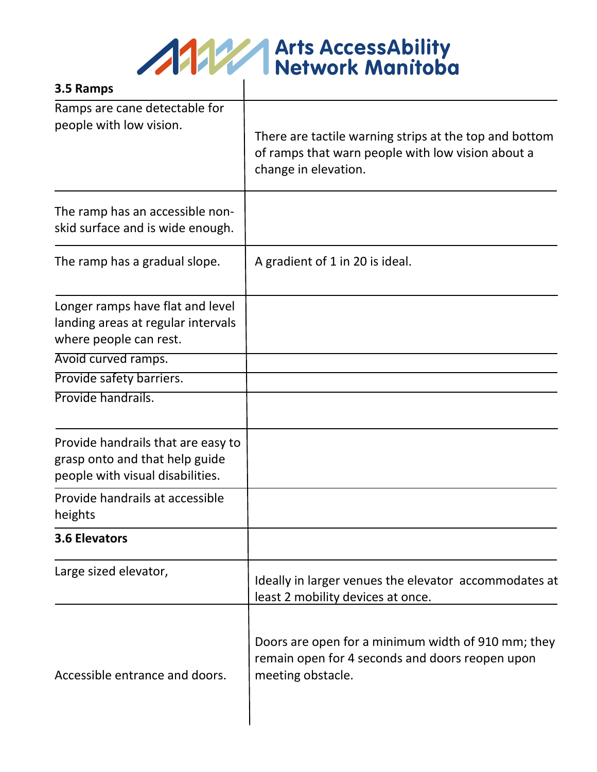| 3.5 Ramps | |
|---|---|
| Ramps are cane detectable for people with low vision. | There are tactile warning strips at the top and bottom of ramps that warn people with low vision about a change in elevation. |
| The ramp has an accessible non-skid surface and is wide enough. | |
| The ramp has a gradual slope. | A gradient of 1 in 20 is ideal. |
| Longer ramps have flat and level landing areas at regular intervals where people can rest. | |
| Avoid curved ramps. | |
| Provide safety barriers. | |
| Provide handrails. | |
| Provide handrails that are easy to grasp onto and that help guide people with visual disabilities. | |
| Provide handrails at accessible heights | |
| **3.6 Elevators** | |
| Large sized elevator, | Ideally in larger venues the elevator accommodates at least 2 mobility devices at once. |
| Accessible entrance and doors. | Doors are open for a minimum width of 910 mm; they remain open for 4 seconds and doors reopen upon meeting obstacle. |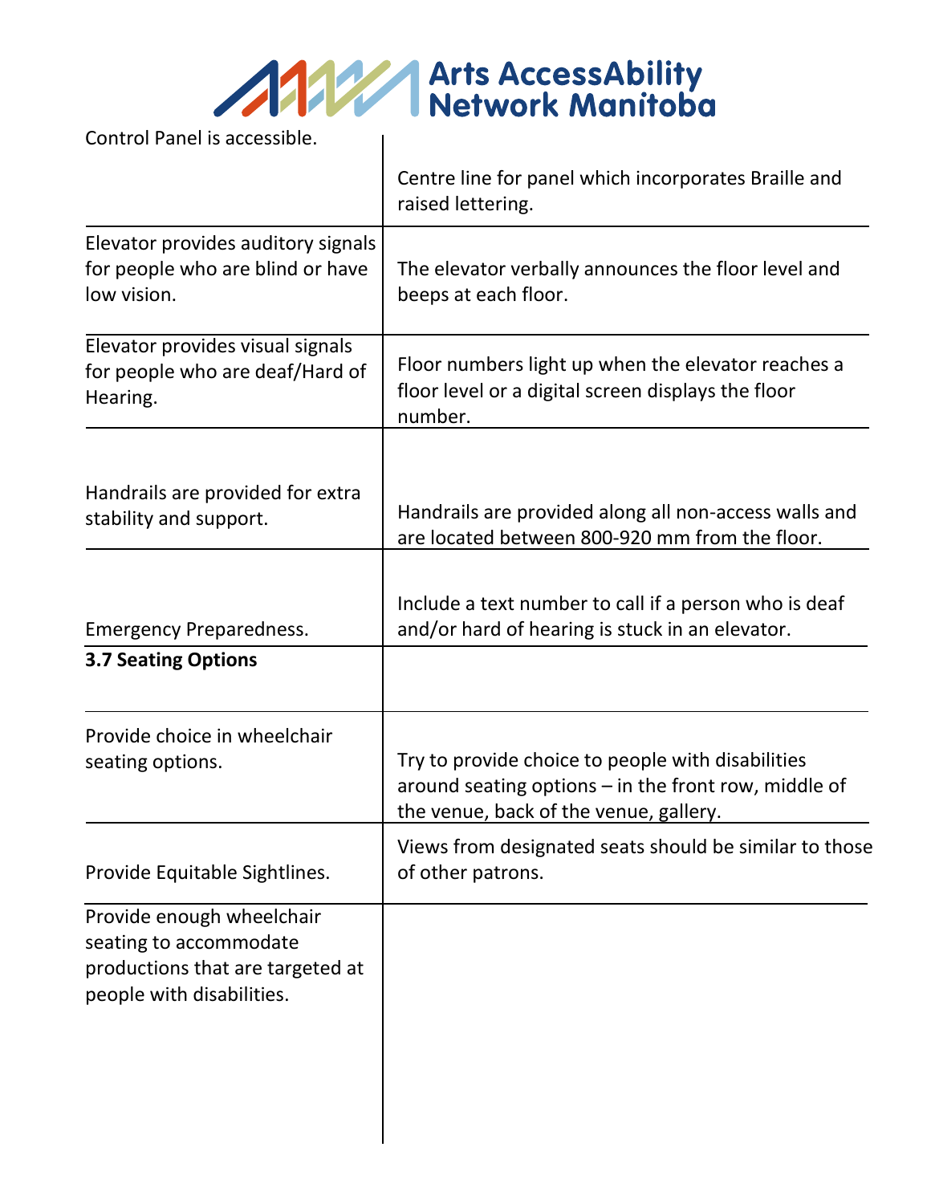| | |
|---|---|
| Control Panel is accessible. | Centre line for panel which incorporates Braille and raised lettering. |
| Elevator provides auditory signals for people who are blind or have low vision. | The elevator verbally announces the floor level and beeps at each floor. |
| Elevator provides visual signals for people who are deaf/Hard of Hearing. | Floor numbers light up when the elevator reaches a floor level or a digital screen displays the floor number. |
| Handrails are provided for extra stability and support. | Handrails are provided along all non-access walls and are located between 800-920 mm from the floor. |
| Emergency Preparedness. | Include a text number to call if a person who is deaf and/or hard of hearing is stuck in an elevator. |
| **3.7 Seating Options** | |
| Provide choice in wheelchair seating options. | Try to provide choice to people with disabilities around seating options – in the front row, middle of the venue, back of the venue, gallery. |
| Provide Equitable Sightlines. | Views from designated seats should be similar to those of other patrons. |
| Provide enough wheelchair seating to accommodate productions that are targeted at people with disabilities. | |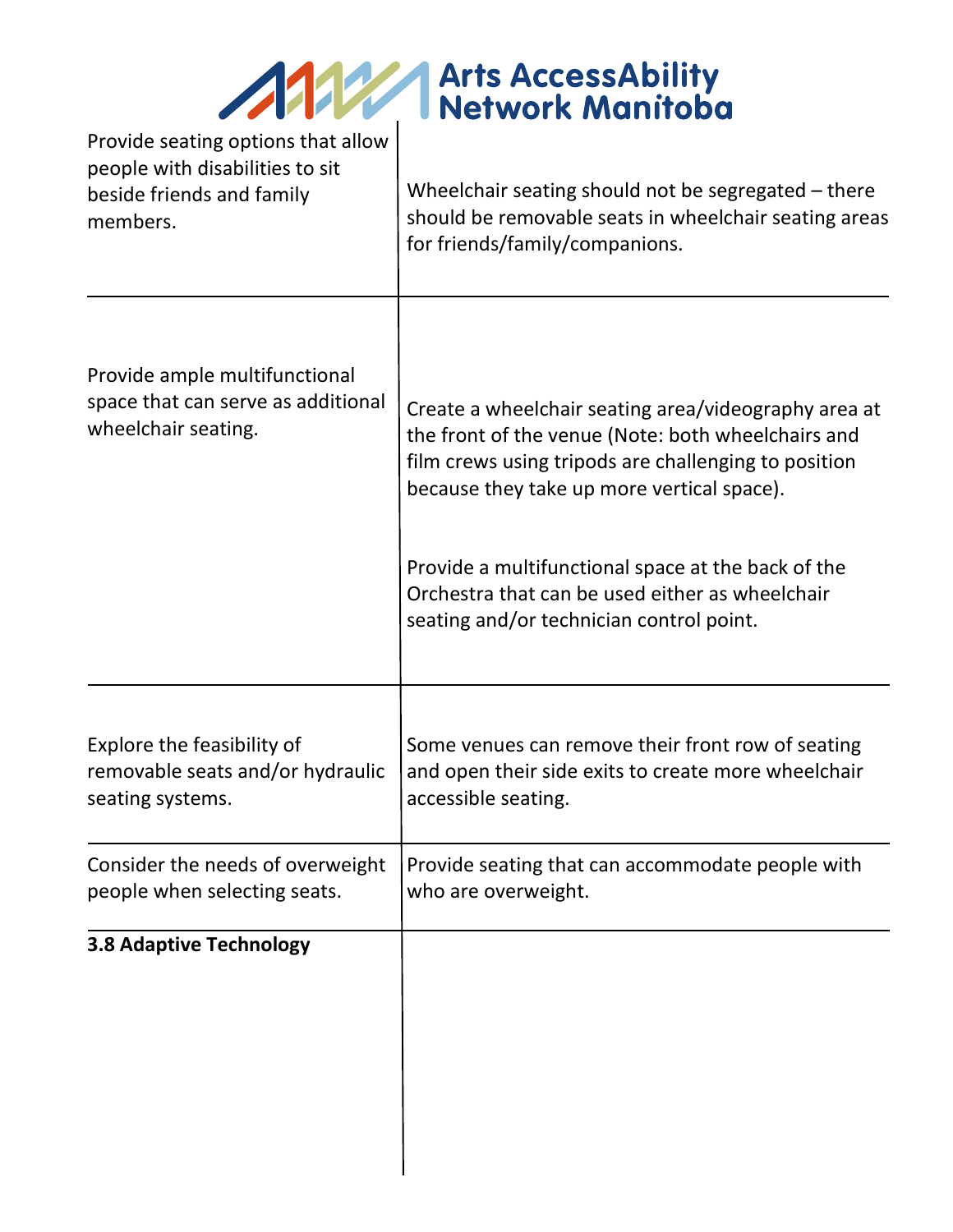| | |
|---|---|
| Provide seating options that allow people with disabilities to sit beside friends and family members. | Wheelchair seating should not be segregated – there should be removable seats in wheelchair seating areas for friends/family/companions. |
| Provide ample multifunctional space that can serve as additional wheelchair seating. | Create a wheelchair seating area/videography area at the front of the venue (Note: both wheelchairs and film crews using tripods are challenging to position because they take up more vertical space).<br><br>Provide a multifunctional space at the back of the Orchestra that can be used either as wheelchair seating and/or technician control point. |
| Explore the feasibility of removable seats and/or hydraulic seating systems. | Some venues can remove their front row of seating and open their side exits to create more wheelchair accessible seating. |
| Consider the needs of overweight people when selecting seats. | Provide seating that can accommodate people with who are overweight. |
| **3.8 Adaptive Technology** | |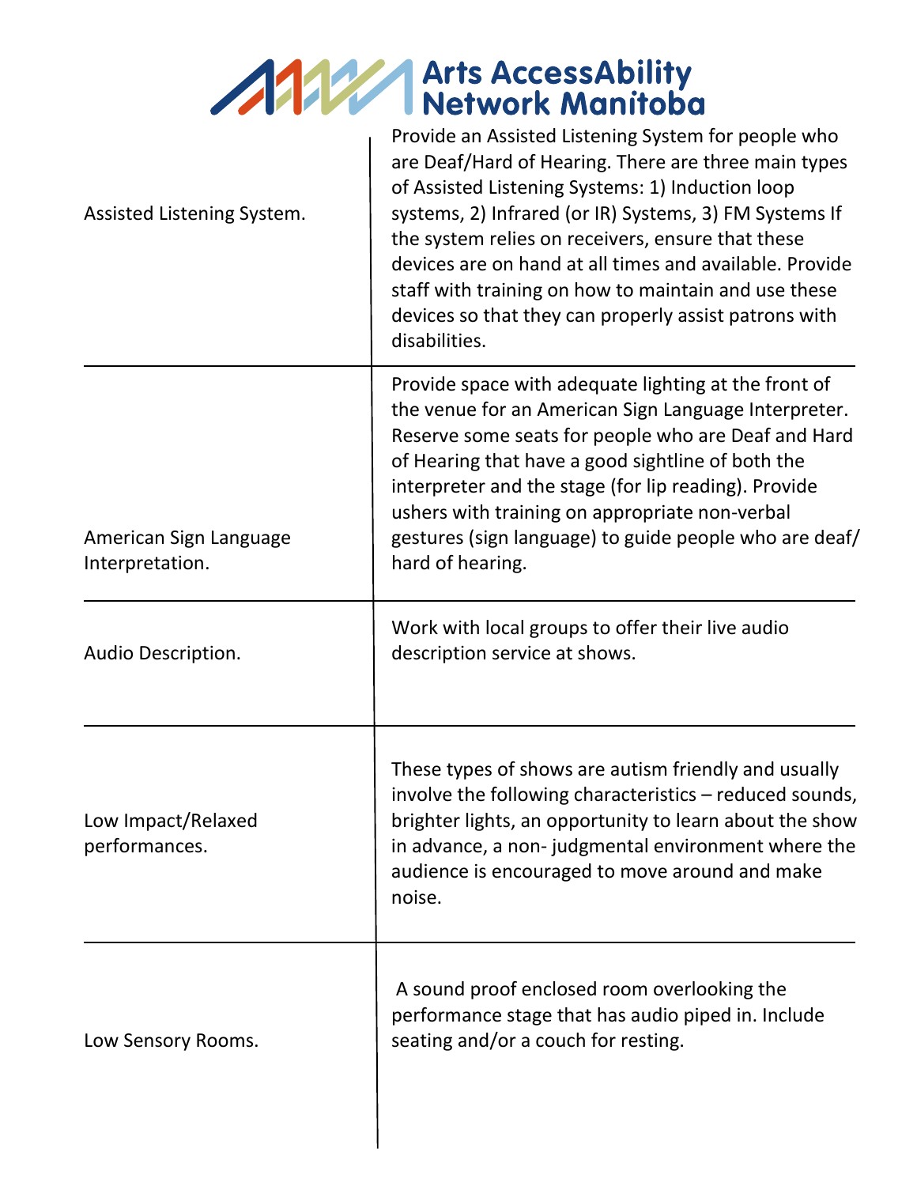| | |
|---|---|
| Assisted Listening System. | Provide an Assisted Listening System for people who are Deaf/Hard of Hearing. There are three main types of Assisted Listening Systems: 1) Induction loop systems, 2) Infrared (or IR) Systems, 3) FM Systems If the system relies on receivers, ensure that these devices are on hand at all times and available. Provide staff with training on how to maintain and use these devices so that they can properly assist patrons with disabilities. |
| American Sign Language Interpretation. | Provide space with adequate lighting at the front of the venue for an American Sign Language Interpreter. Reserve some seats for people who are Deaf and Hard of Hearing that have a good sightline of both the interpreter and the stage (for lip reading). Provide ushers with training on appropriate non-verbal gestures (sign language) to guide people who are deaf/ hard of hearing. |
| Audio Description. | Work with local groups to offer their live audio description service at shows. |
| Low Impact/Relaxed performances. | These types of shows are autism friendly and usually involve the following characteristics – reduced sounds, brighter lights, an opportunity to learn about the show in advance, a non- judgmental environment where the audience is encouraged to move around and make noise. |
| Low Sensory Rooms. | A sound proof enclosed room overlooking the performance stage that has audio piped in. Include seating and/or a couch for resting. |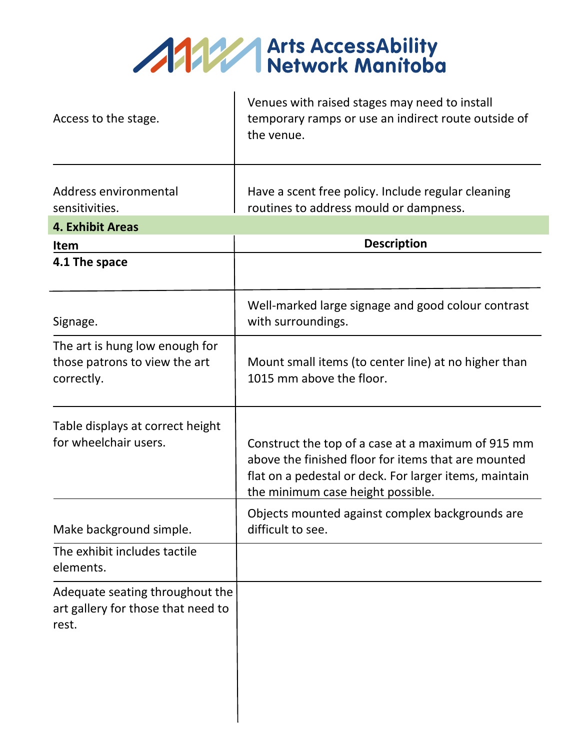| | |
|---|---|
| Access to the stage. | Venues with raised stages may need to install temporary ramps or use an indirect route outside of the venue. |
| Address environmental sensitivities. | Have a scent free policy. Include regular cleaning routines to address mould or dampness. |

**4. Exhibit Areas**

| Item | Description |
|---|---|
| **4.1 The space** | |
| Signage. | Well-marked large signage and good colour contrast with surroundings. |
| The art is hung low enough for those patrons to view the art correctly. | Mount small items (to center line) at no higher than 1015 mm above the floor. |
| Table displays at correct height for wheelchair users. | Construct the top of a case at a maximum of 915 mm above the finished floor for items that are mounted flat on a pedestal or deck. For larger items, maintain the minimum case height possible. |
| Make background simple. | Objects mounted against complex backgrounds are difficult to see. |
| The exhibit includes tactile elements. | |
| Adequate seating throughout the art gallery for those that need to rest. | |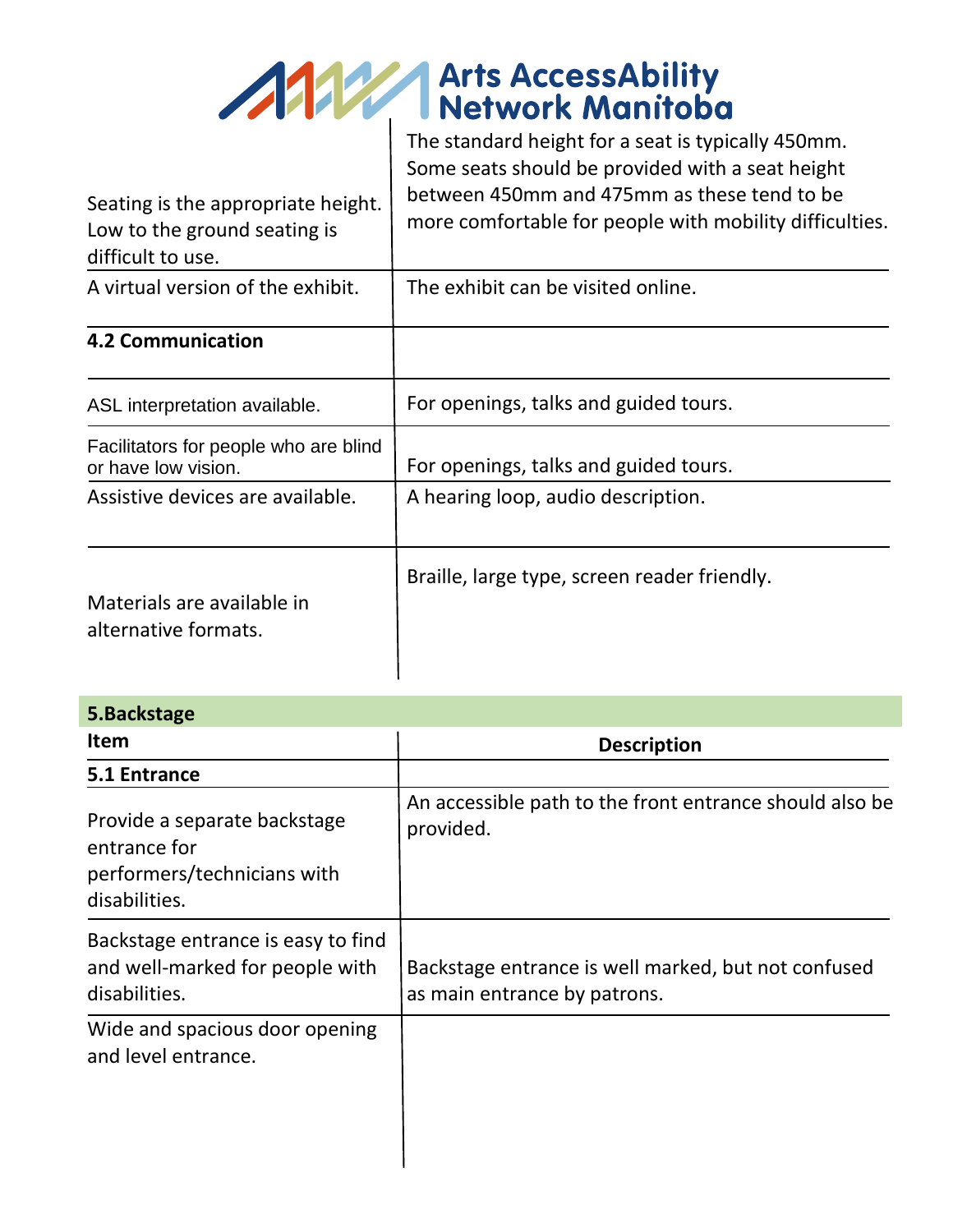| | |
|---|---|
| Seating is the appropriate height. Low to the ground seating is difficult to use. | The standard height for a seat is typically 450mm. Some seats should be provided with a seat height between 450mm and 475mm as these tend to be more comfortable for people with mobility difficulties. |
| A virtual version of the exhibit. | The exhibit can be visited online. |
| **4.2 Communication** | |
| ASL interpretation available. | For openings, talks and guided tours. |
| Facilitators for people who are blind or have low vision. | For openings, talks and guided tours. |
| Assistive devices are available. | A hearing loop, audio description. |
| Materials are available in alternative formats. | Braille, large type, screen reader friendly. |

## 5.Backstage

| Item | Description |
|---|---|
| **5.1 Entrance** | |
| Provide a separate backstage entrance for performers/technicians with disabilities. | An accessible path to the front entrance should also be provided. |
| Backstage entrance is easy to find and well-marked for people with disabilities. | Backstage entrance is well marked, but not confused as main entrance by patrons. |
| Wide and spacious door opening and level entrance. | |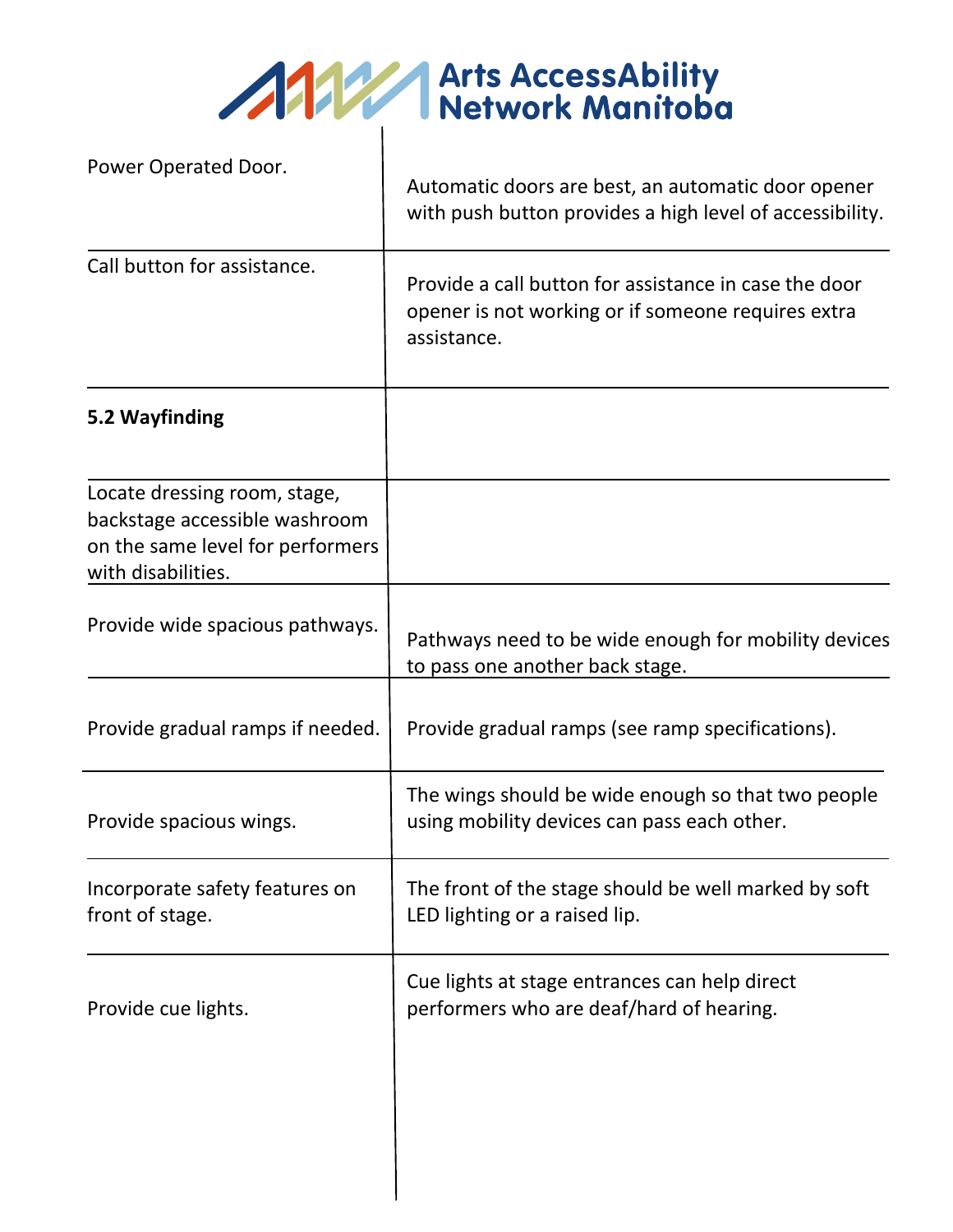| | |
|---|---|
| Power Operated Door. | Automatic doors are best, an automatic door opener with push button provides a high level of accessibility. |
| Call button for assistance. | Provide a call button for assistance in case the door opener is not working or if someone requires extra assistance. |
| **5.2 Wayfinding** | |
| Locate dressing room, stage, backstage accessible washroom on the same level for performers with disabilities. | |
| Provide wide spacious pathways. | Pathways need to be wide enough for mobility devices to pass one another back stage. |
| Provide gradual ramps if needed. | Provide gradual ramps (see ramp specifications). |
| Provide spacious wings. | The wings should be wide enough so that two people using mobility devices can pass each other. |
| Incorporate safety features on front of stage. | The front of the stage should be well marked by soft LED lighting or a raised lip. |
| Provide cue lights. | Cue lights at stage entrances can help direct performers who are deaf/hard of hearing. |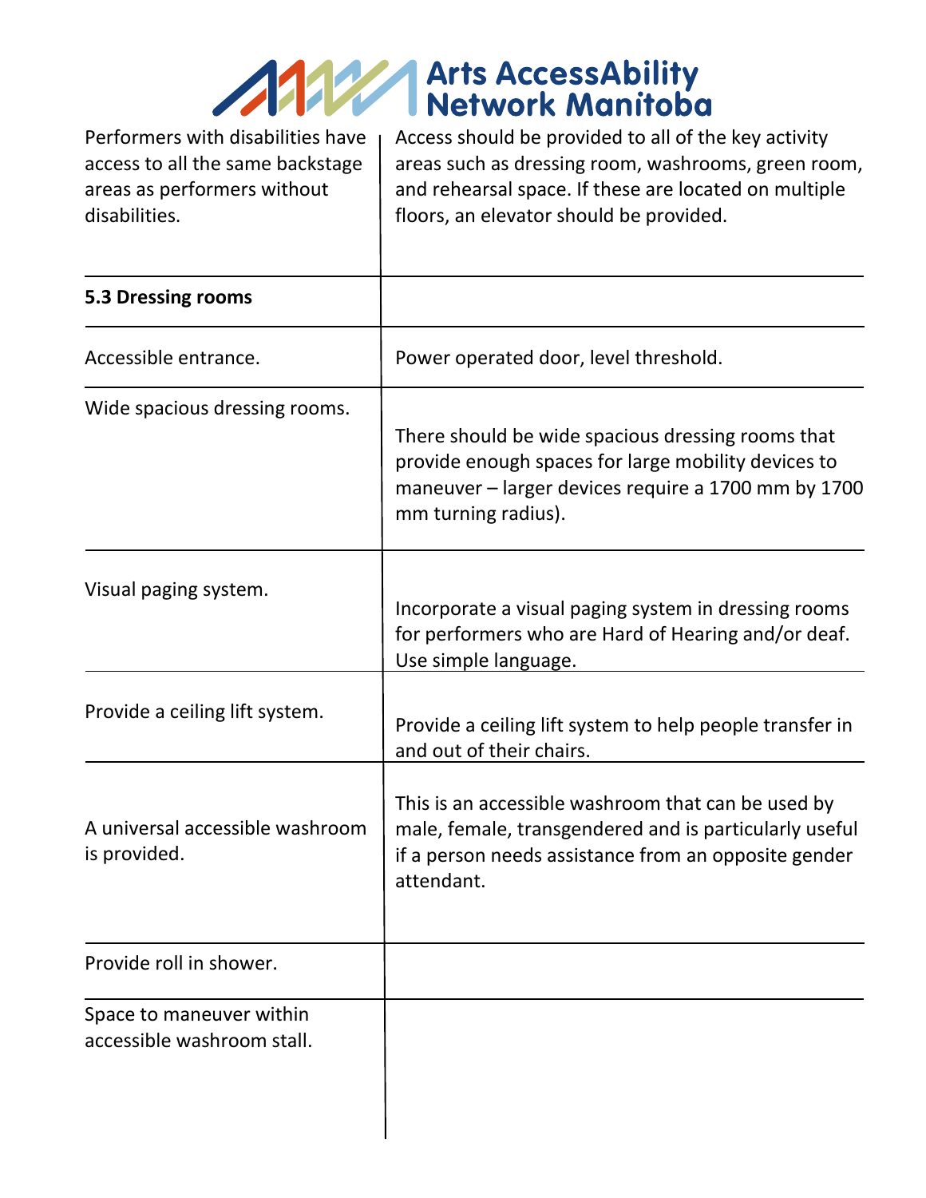| | |
|---|---|
| Performers with disabilities have access to all the same backstage areas as performers without disabilities. | Access should be provided to all of the key activity areas such as dressing room, washrooms, green room, and rehearsal space. If these are located on multiple floors, an elevator should be provided. |
| **5.3 Dressing rooms** | |
| Accessible entrance. | Power operated door, level threshold. |
| Wide spacious dressing rooms. | There should be wide spacious dressing rooms that provide enough spaces for large mobility devices to maneuver – larger devices require a 1700 mm by 1700 mm turning radius). |
| Visual paging system. | Incorporate a visual paging system in dressing rooms for performers who are Hard of Hearing and/or deaf. Use simple language. |
| Provide a ceiling lift system. | Provide a ceiling lift system to help people transfer in and out of their chairs. |
| A universal accessible washroom is provided. | This is an accessible washroom that can be used by male, female, transgendered and is particularly useful if a person needs assistance from an opposite gender attendant. |
| Provide roll in shower. | |
| Space to maneuver within accessible washroom stall. | |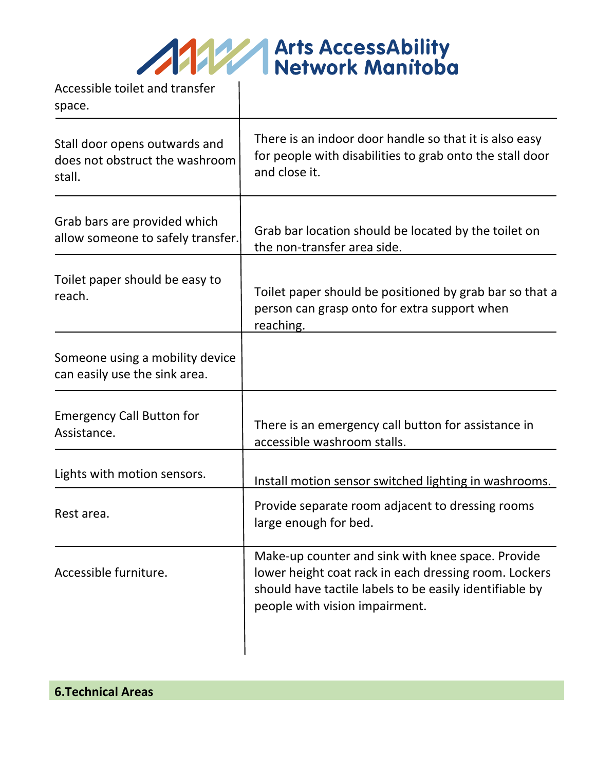| | |
|---|---|
| Accessible toilet and transfer space. | |
| Stall door opens outwards and does not obstruct the washroom stall. | There is an indoor door handle so that it is also easy for people with disabilities to grab onto the stall door and close it. |
| Grab bars are provided which allow someone to safely transfer. | Grab bar location should be located by the toilet on the non-transfer area side. |
| Toilet paper should be easy to reach. | Toilet paper should be positioned by grab bar so that a person can grasp onto for extra support when reaching. |
| Someone using a mobility device can easily use the sink area. | |
| Emergency Call Button for Assistance. | There is an emergency call button for assistance in accessible washroom stalls. |
| Lights with motion sensors. | Install motion sensor switched lighting in washrooms. |
| Rest area. | Provide separate room adjacent to dressing rooms large enough for bed. |
| Accessible furniture. | Make-up counter and sink with knee space. Provide lower height coat rack in each dressing room. Lockers should have tactile labels to be easily identifiable by people with vision impairment. |

## 6.Technical Areas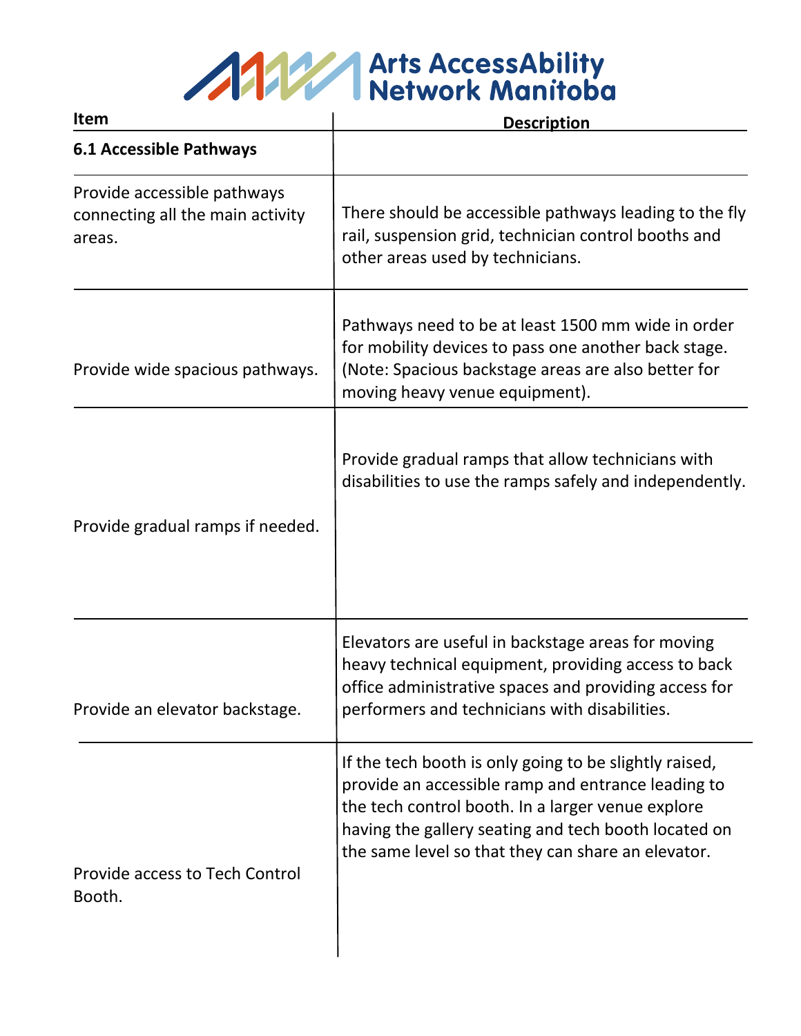| Item | Description |
| --- | --- |
| **6.1 Accessible Pathways** | |
| Provide accessible pathways connecting all the main activity areas. | There should be accessible pathways leading to the fly rail, suspension grid, technician control booths and other areas used by technicians. |
| Provide wide spacious pathways. | Pathways need to be at least 1500 mm wide in order for mobility devices to pass one another back stage. (Note: Spacious backstage areas are also better for moving heavy venue equipment). |
| Provide gradual ramps if needed. | Provide gradual ramps that allow technicians with disabilities to use the ramps safely and independently. |
| Provide an elevator backstage. | Elevators are useful in backstage areas for moving heavy technical equipment, providing access to back office administrative spaces and providing access for performers and technicians with disabilities. |
| Provide access to Tech Control Booth. | If the tech booth is only going to be slightly raised, provide an accessible ramp and entrance leading to the tech control booth. In a larger venue explore having the gallery seating and tech booth located on the same level so that they can share an elevator. |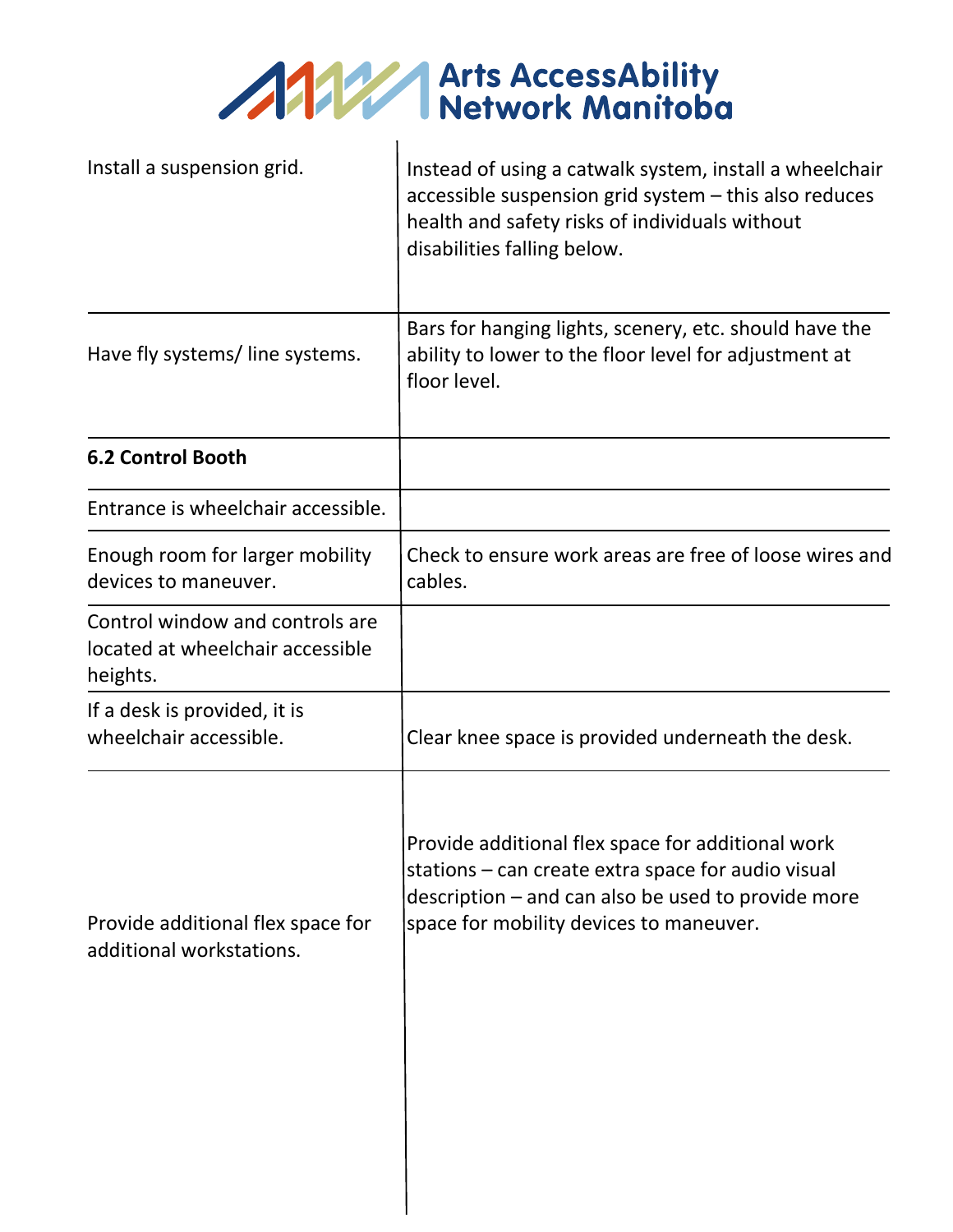| | |
|---|---|
| Install a suspension grid. | Instead of using a catwalk system, install a wheelchair accessible suspension grid system – this also reduces health and safety risks of individuals without disabilities falling below. |
| Have fly systems/ line systems. | Bars for hanging lights, scenery, etc. should have the ability to lower to the floor level for adjustment at floor level. |
| **6.2 Control Booth** | |
| Entrance is wheelchair accessible. | |
| Enough room for larger mobility devices to maneuver. | Check to ensure work areas are free of loose wires and cables. |
| Control window and controls are located at wheelchair accessible heights. | |
| If a desk is provided, it is wheelchair accessible. | Clear knee space is provided underneath the desk. |
| Provide additional flex space for additional workstations. | Provide additional flex space for additional work stations – can create extra space for audio visual description – and can also be used to provide more space for mobility devices to maneuver. |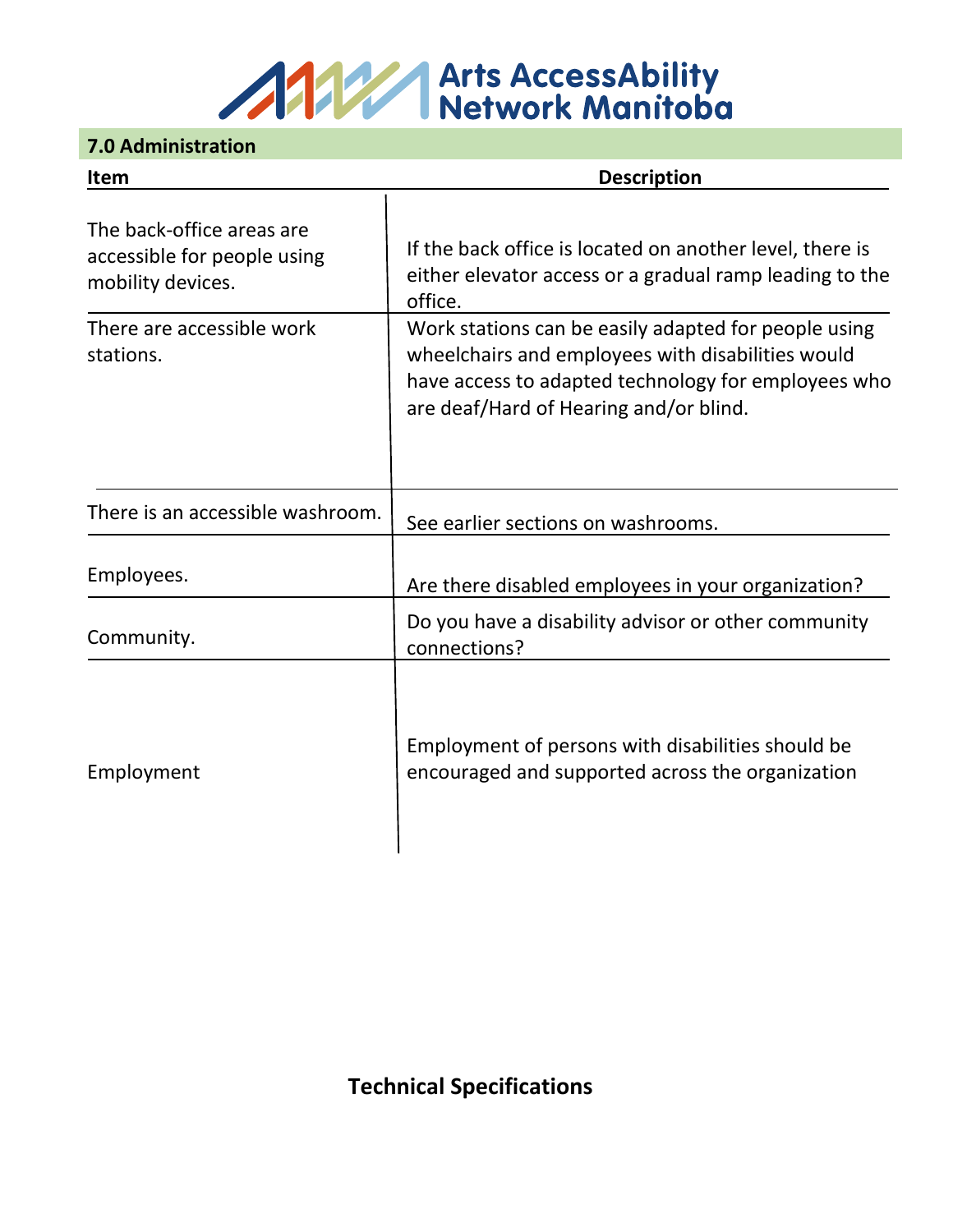## 7.0 Administration

| Item | Description |
|---|---|
| The back-office areas are accessible for people using mobility devices. | If the back office is located on another level, there is either elevator access or a gradual ramp leading to the office. |
| There are accessible work stations. | Work stations can be easily adapted for people using wheelchairs and employees with disabilities would have access to adapted technology for employees who are deaf/Hard of Hearing and/or blind. |
| There is an accessible washroom. | See earlier sections on washrooms. |
| Employees. | Are there disabled employees in your organization? |
| Community. | Do you have a disability advisor or other community connections? |
| Employment | Employment of persons with disabilities should be encouraged and supported across the organization |

## Technical Specifications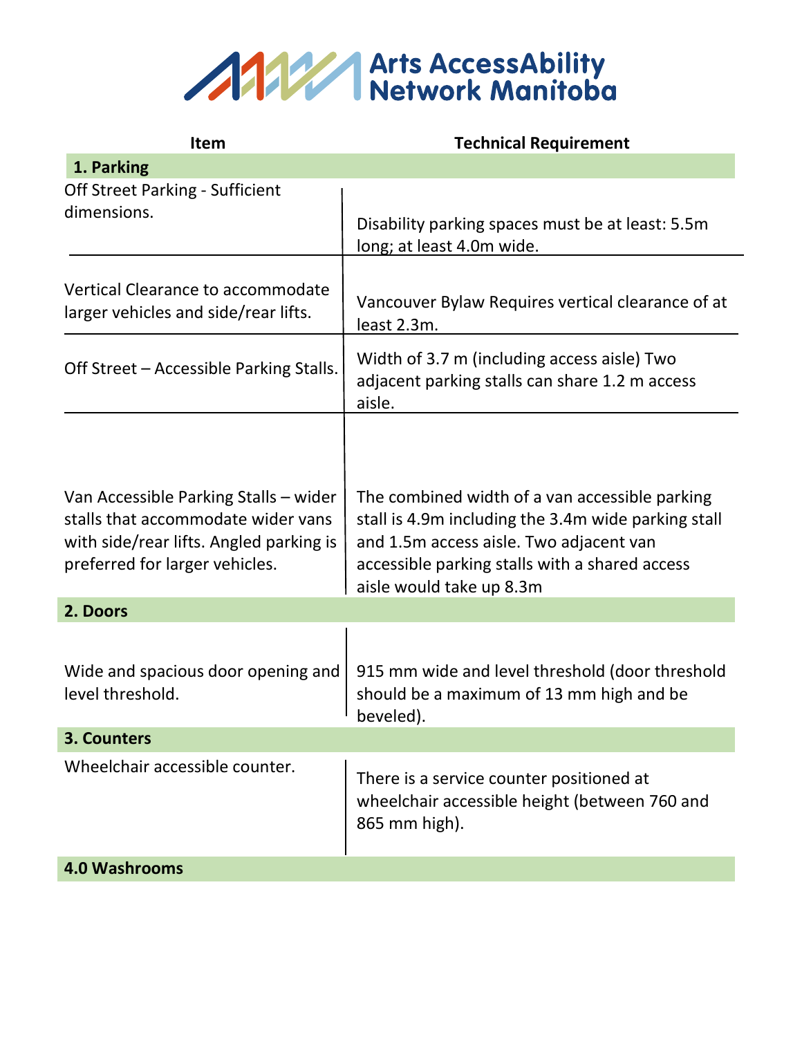# Arts AccessAbility Network Manitoba

| Item | Technical Requirement |
|---|---|
| **1. Parking** | |
| Off Street Parking - Sufficient dimensions. | Disability parking spaces must be at least: 5.5m long; at least 4.0m wide. |
| Vertical Clearance to accommodate larger vehicles and side/rear lifts. | Vancouver Bylaw Requires vertical clearance of at least 2.3m. |
| Off Street – Accessible Parking Stalls. | Width of 3.7 m (including access aisle) Two adjacent parking stalls can share 1.2 m access aisle. |
| Van Accessible Parking Stalls – wider stalls that accommodate wider vans with side/rear lifts. Angled parking is preferred for larger vehicles. | The combined width of a van accessible parking stall is 4.9m including the 3.4m wide parking stall and 1.5m access aisle. Two adjacent van accessible parking stalls with a shared access aisle would take up 8.3m |
| **2. Doors** | |
| Wide and spacious door opening and level threshold. | 915 mm wide and level threshold (door threshold should be a maximum of 13 mm high and be beveled). |
| **3. Counters** | |
| Wheelchair accessible counter. | There is a service counter positioned at wheelchair accessible height (between 760 and 865 mm high). |
| **4.0 Washrooms** | |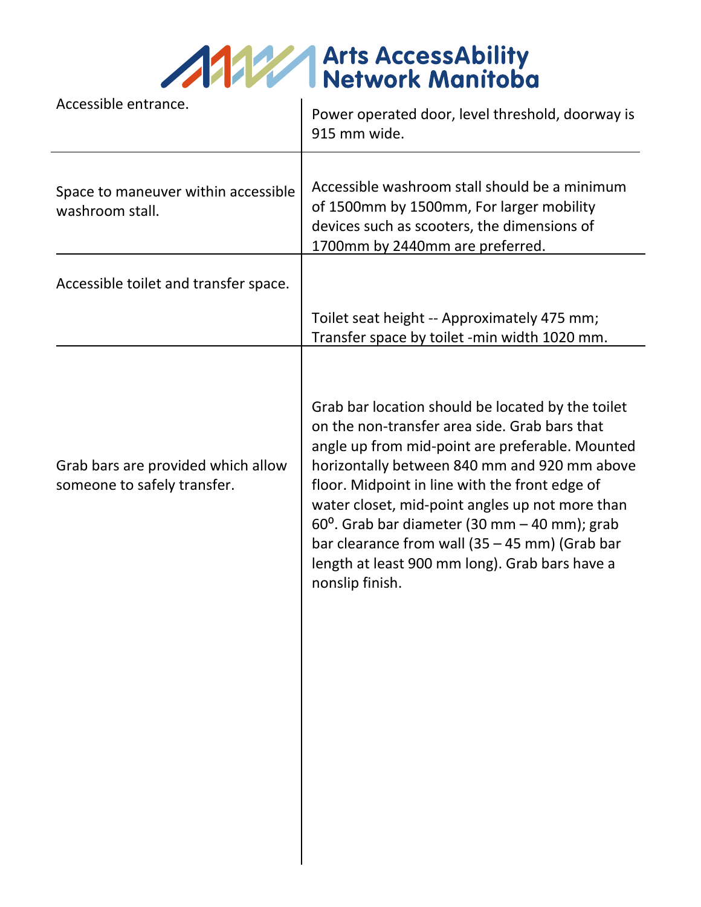| | |
|---|---|
| Accessible entrance. | Power operated door, level threshold, doorway is 915 mm wide. |
| Space to maneuver within accessible washroom stall. | Accessible washroom stall should be a minimum of 1500mm by 1500mm, For larger mobility devices such as scooters, the dimensions of 1700mm by 2440mm are preferred. |
| Accessible toilet and transfer space. | Toilet seat height -- Approximately 475 mm; Transfer space by toilet -min width 1020 mm. |
| Grab bars are provided which allow someone to safely transfer. | Grab bar location should be located by the toilet on the non-transfer area side. Grab bars that angle up from mid-point are preferable. Mounted horizontally between 840 mm and 920 mm above floor. Midpoint in line with the front edge of water closet, mid-point angles up not more than $60^{o}$. Grab bar diameter (30 mm – 40 mm); grab bar clearance from wall (35 – 45 mm) (Grab bar length at least 900 mm long). Grab bars have a nonslip finish. |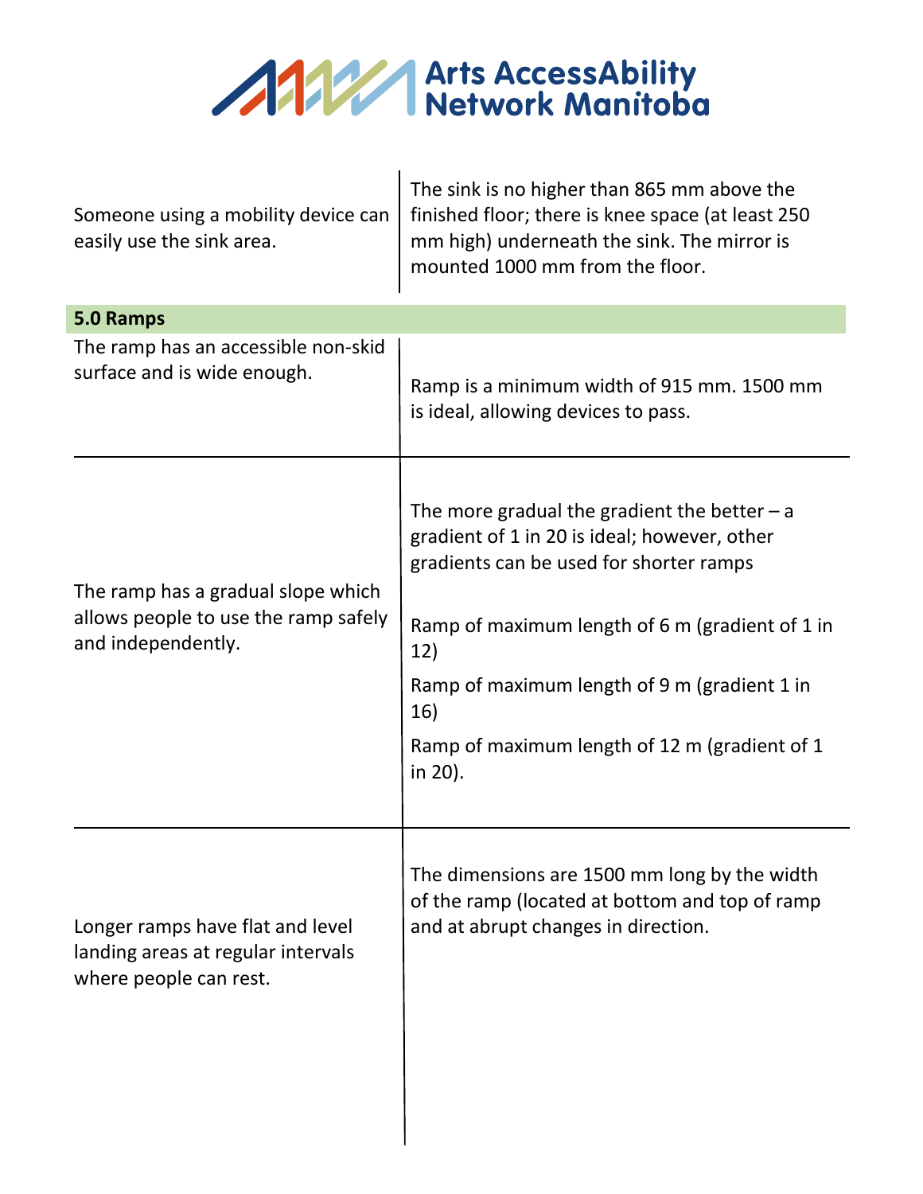| | |
|---|---|
| Someone using a mobility device can easily use the sink area. | The sink is no higher than 865 mm above the finished floor; there is knee space (at least 250 mm high) underneath the sink. The mirror is mounted 1000 mm from the floor. |
| **5.0 Ramps** | |
| The ramp has an accessible non-skid surface and is wide enough. | Ramp is a minimum width of 915 mm. 1500 mm is ideal, allowing devices to pass. |
| The ramp has a gradual slope which allows people to use the ramp safely and independently. | The more gradual the gradient the better – a gradient of 1 in 20 is ideal; however, other gradients can be used for shorter ramps<br><br>Ramp of maximum length of 6 m (gradient of 1 in 12)<br>Ramp of maximum length of 9 m (gradient 1 in 16)<br>Ramp of maximum length of 12 m (gradient of 1 in 20). |
| Longer ramps have flat and level landing areas at regular intervals where people can rest. | The dimensions are 1500 mm long by the width of the ramp (located at bottom and top of ramp and at abrupt changes in direction. |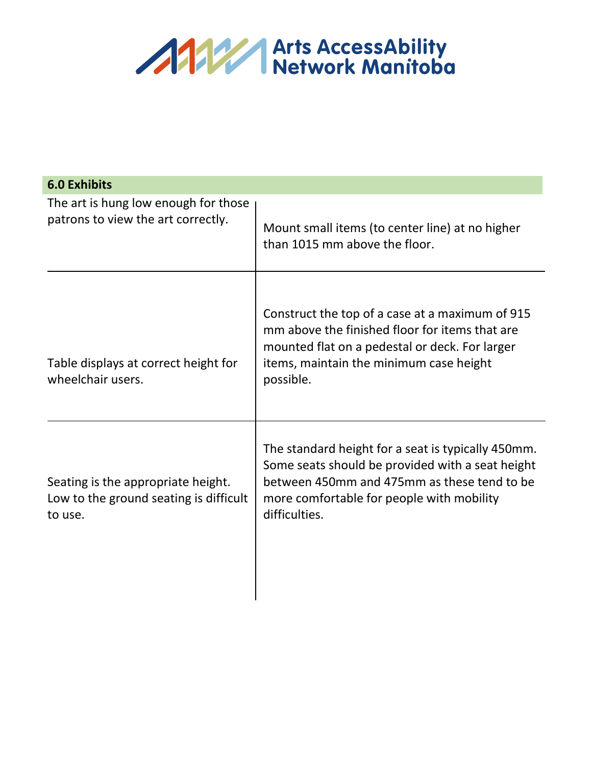| 6.0 Exhibits | |
|---|---|
| The art is hung low enough for those patrons to view the art correctly. | Mount small items (to center line) at no higher than 1015 mm above the floor. |
| Table displays at correct height for wheelchair users. | Construct the top of a case at a maximum of 915 mm above the finished floor for items that are mounted flat on a pedestal or deck. For larger items, maintain the minimum case height possible. |
| Seating is the appropriate height. Low to the ground seating is difficult to use. | The standard height for a seat is typically 450mm. Some seats should be provided with a seat height between 450mm and 475mm as these tend to be more comfortable for people with mobility difficulties. |